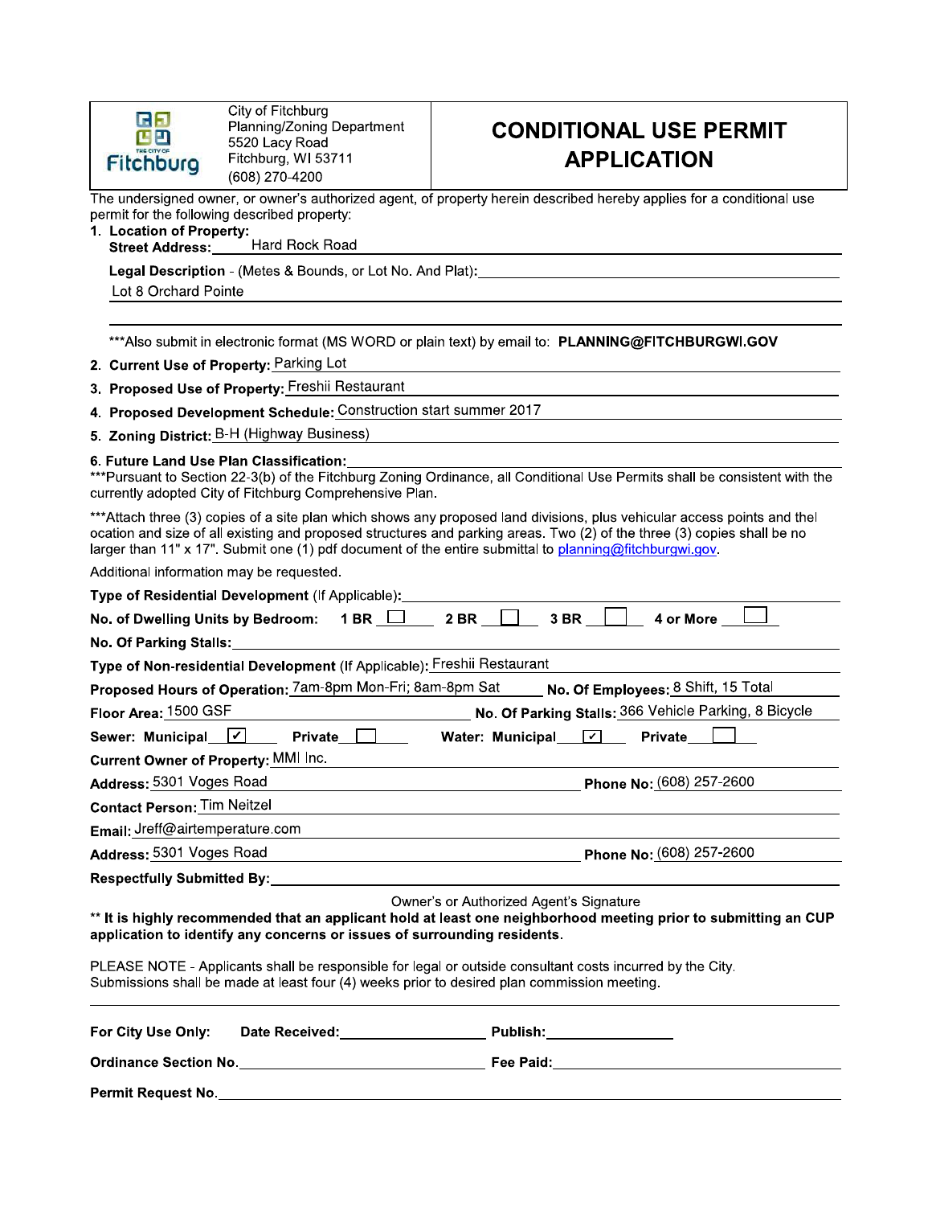City of Fitchburg
Planning/Zoning Department
5520 Lacy Road
Fitchburg, WI 53711
(608) 270-4200

# CONDITIONAL USE PERMIT APPLICATION

The undersigned owner, or owner's authorized agent, of property herein described hereby applies for a conditional use permit for the following described property:

1. **Location of Property:**
   **Street Address:** Hard Rock Road

   **Legal Description** - (Metes & Bounds, or Lot No. And Plat): Lot 8 Orchard Pointe

   ***Also submit in electronic format (MS WORD or plain text) by email to: **PLANNING@FITCHBURGWI.GOV**

2. **Current Use of Property:** Parking Lot
3. **Proposed Use of Property:** Freshii Restaurant
4. **Proposed Development Schedule:** Construction start summer 2017
5. **Zoning District:** B-H (Highway Business)
6. **Future Land Use Plan Classification:**

***Pursuant to Section 22-3(b) of the Fitchburg Zoning Ordinance, all Conditional Use Permits shall be consistent with the currently adopted City of Fitchburg Comprehensive Plan.

***Attach three (3) copies of a site plan which shows any proposed land divisions, plus vehicular access points and the location and size of all existing and proposed structures and parking areas. Two (2) of the three (3) copies shall be no larger than 11" x 17". Submit one (1) pdf document of the entire submittal to planning@fitchburgwi.gov.

Additional information may be requested.

**Type of Residential Development** (If Applicable):

**No. of Dwelling Units by Bedroom:** **1 BR** ☐ **2 BR** ☐ **3 BR** ☐ **4 or More** ☐

**No. Of Parking Stalls:**

**Type of Non-residential Development** (If Applicable): Freshii Restaurant

**Proposed Hours of Operation:** 7am-8pm Mon-Fri; 8am-8pm Sat **No. Of Employees:** 8 Shift, 15 Total

**Floor Area:** 1500 GSF **No. Of Parking Stalls:** 366 Vehicle Parking, 8 Bicycle

**Sewer: Municipal** ☑ **Private** ☐ **Water: Municipal** ☑ **Private** ☐

**Current Owner of Property:** MMI Inc.

**Address:** 5301 Voges Road **Phone No:** (608) 257-2600

**Contact Person:** Tim Neitzel

**Email:** Jreff@airtemperature.com

**Address:** 5301 Voges Road **Phone No:** (608) 257-2600

**Respectfully Submitted By:**

Owner's or Authorized Agent's Signature

**** It is highly recommended that an applicant hold at least one neighborhood meeting prior to submitting an CUP application to identify any concerns or issues of surrounding residents.**

PLEASE NOTE - Applicants shall be responsible for legal or outside consultant costs incurred by the City. Submissions shall be made at least four (4) weeks prior to desired plan commission meeting.

---

**For City Use Only:** **Date Received:** **Publish:**

**Ordinance Section No.** **Fee Paid:**

**Permit Request No.**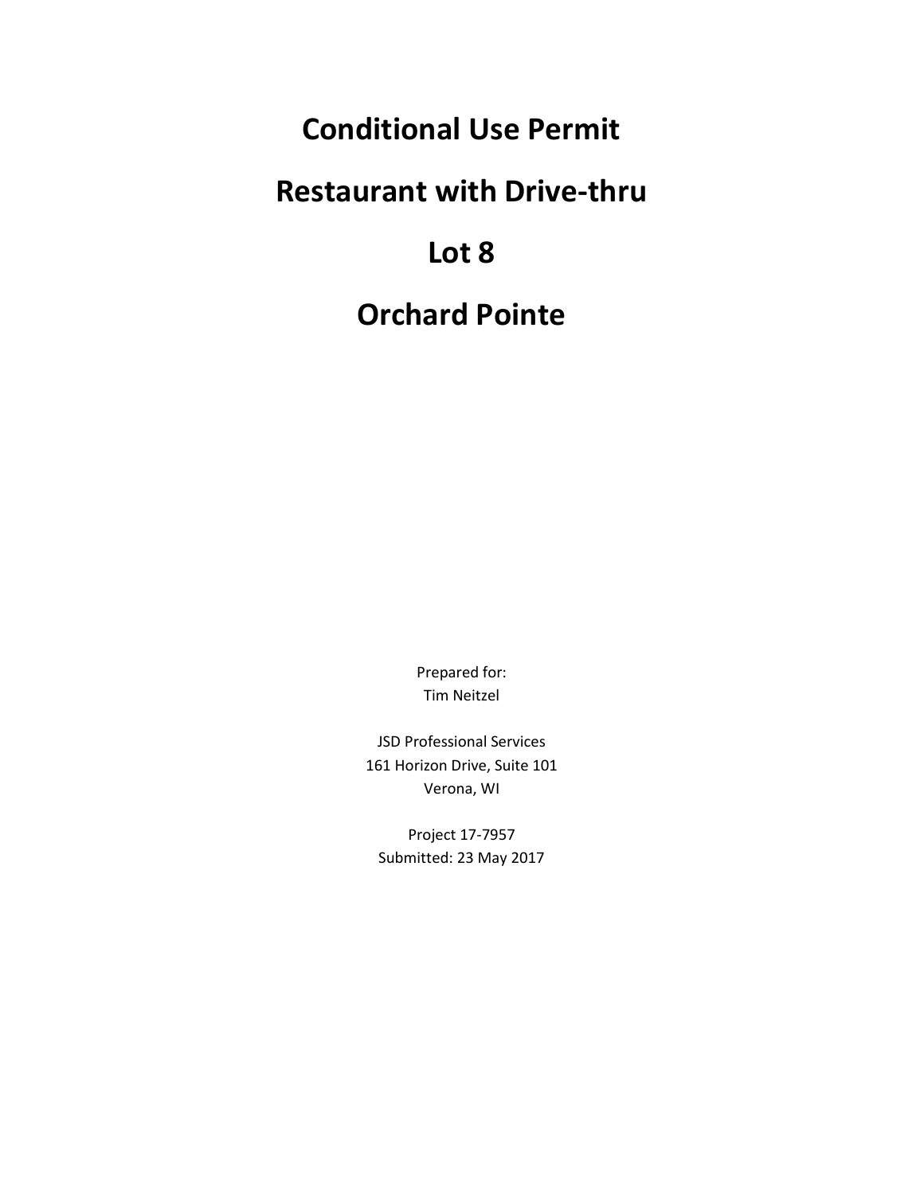# Conditional Use Permit

# Restaurant with Drive-thru

# Lot 8

# Orchard Pointe

Prepared for:
Tim Neitzel

JSD Professional Services
161 Horizon Drive, Suite 101
Verona, WI

Project 17-7957
Submitted: 23 May 2017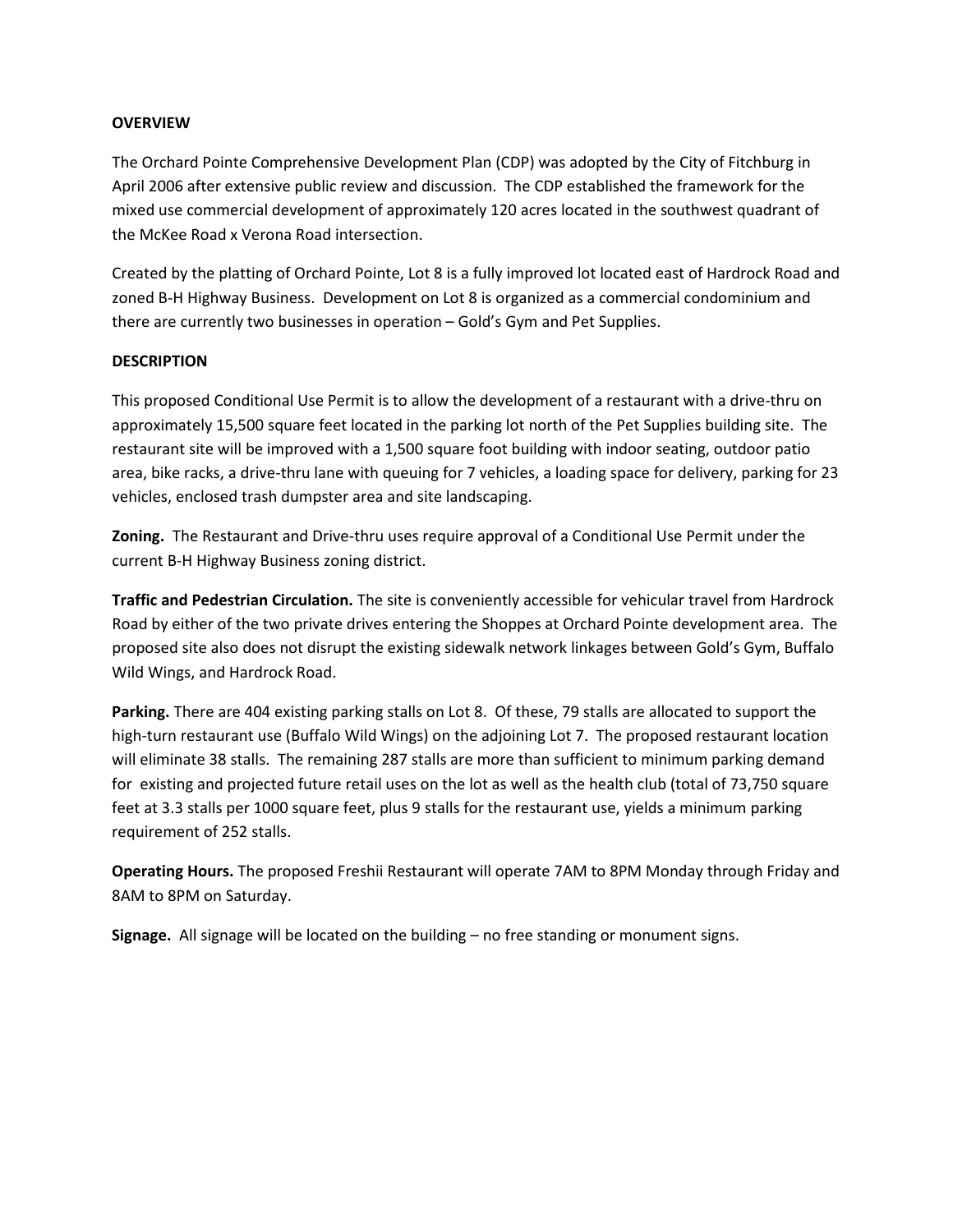**OVERVIEW**

The Orchard Pointe Comprehensive Development Plan (CDP) was adopted by the City of Fitchburg in April 2006 after extensive public review and discussion. The CDP established the framework for the mixed use commercial development of approximately 120 acres located in the southwest quadrant of the McKee Road x Verona Road intersection.

Created by the platting of Orchard Pointe, Lot 8 is a fully improved lot located east of Hardrock Road and zoned B-H Highway Business. Development on Lot 8 is organized as a commercial condominium and there are currently two businesses in operation – Gold's Gym and Pet Supplies.

**DESCRIPTION**

This proposed Conditional Use Permit is to allow the development of a restaurant with a drive-thru on approximately 15,500 square feet located in the parking lot north of the Pet Supplies building site. The restaurant site will be improved with a 1,500 square foot building with indoor seating, outdoor patio area, bike racks, a drive-thru lane with queuing for 7 vehicles, a loading space for delivery, parking for 23 vehicles, enclosed trash dumpster area and site landscaping.

**Zoning.** The Restaurant and Drive-thru uses require approval of a Conditional Use Permit under the current B-H Highway Business zoning district.

**Traffic and Pedestrian Circulation.** The site is conveniently accessible for vehicular travel from Hardrock Road by either of the two private drives entering the Shoppes at Orchard Pointe development area. The proposed site also does not disrupt the existing sidewalk network linkages between Gold's Gym, Buffalo Wild Wings, and Hardrock Road.

**Parking.** There are 404 existing parking stalls on Lot 8. Of these, 79 stalls are allocated to support the high-turn restaurant use (Buffalo Wild Wings) on the adjoining Lot 7. The proposed restaurant location will eliminate 38 stalls. The remaining 287 stalls are more than sufficient to minimum parking demand for existing and projected future retail uses on the lot as well as the health club (total of 73,750 square feet at 3.3 stalls per 1000 square feet, plus 9 stalls for the restaurant use, yields a minimum parking requirement of 252 stalls.

**Operating Hours.** The proposed Freshii Restaurant will operate 7AM to 8PM Monday through Friday and 8AM to 8PM on Saturday.

**Signage.** All signage will be located on the building – no free standing or monument signs.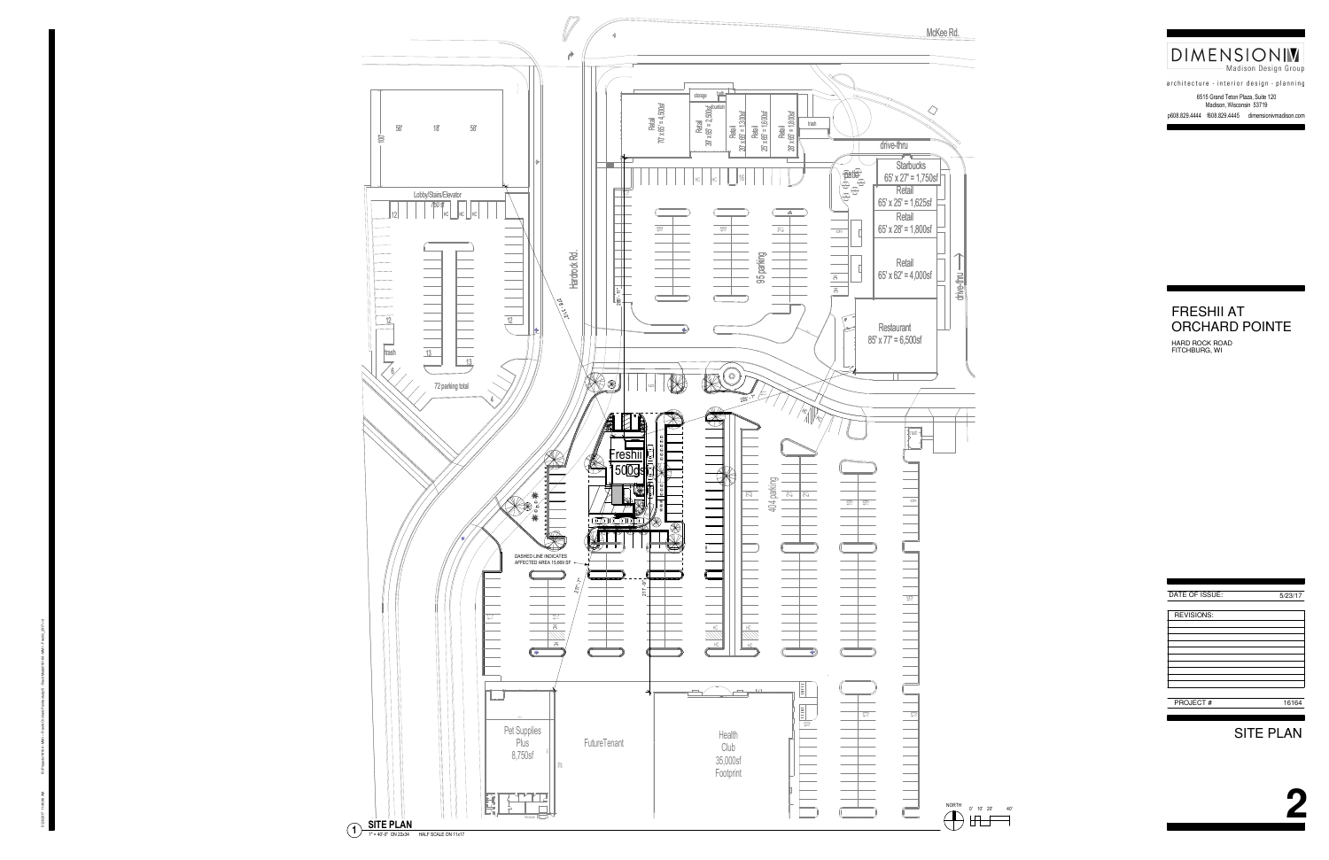McKee Rd.

Hardrock Rd.

Retail 70' x 65' = 4,550sf

Retail 39' x 65' = 2,500sf

Retail 20' x 65' = 1,300sf

Retail 25' x 65' = 1,600sf

Retail 28' x 65' = 1,800sf

storage

bath

fountain

trash

drive-thru

patio

Starbucks 65' x 27' = 1,750sf

Retail 65' x 25' = 1,625sf

Retail 65' x 28' = 1,800sf

Retail 65' x 62' = 4,000sf

drive-thru

Restaurant 85' x 77' = 6,500sf

95 parking

Lobby/Stairs/Elevator

750 sf

72 parking total

trash

Freshii 1500sf

404 parking

DASHED LINE INDICATES AFFECTED AREA 15,689 SF

Pet Supplies Plus 8,750sf

Future Tenant

Health Club 35,000sf Footprint

NORTH 0' 10' 20' 40'

1 SITE PLAN

1" = 40'-0" ON 22x34 HALF SCALE ON 11x17

DIMENSION IV Madison Design Group

architecture · interior design · planning

6515 Grand Teton Plaza, Suite 120
Madison, Wisconsin 53719

p608.829.4444 f608.829.4445 dimensionivmadison.com

# FRESHII AT ORCHARD POINTE

HARD ROCK ROAD
FITCHBURG, WI

| | |
|---|---|
| DATE OF ISSUE: | 5/23/17 |
| REVISIONS: | |
| PROJECT # | 16164 |

SITE PLAN

2